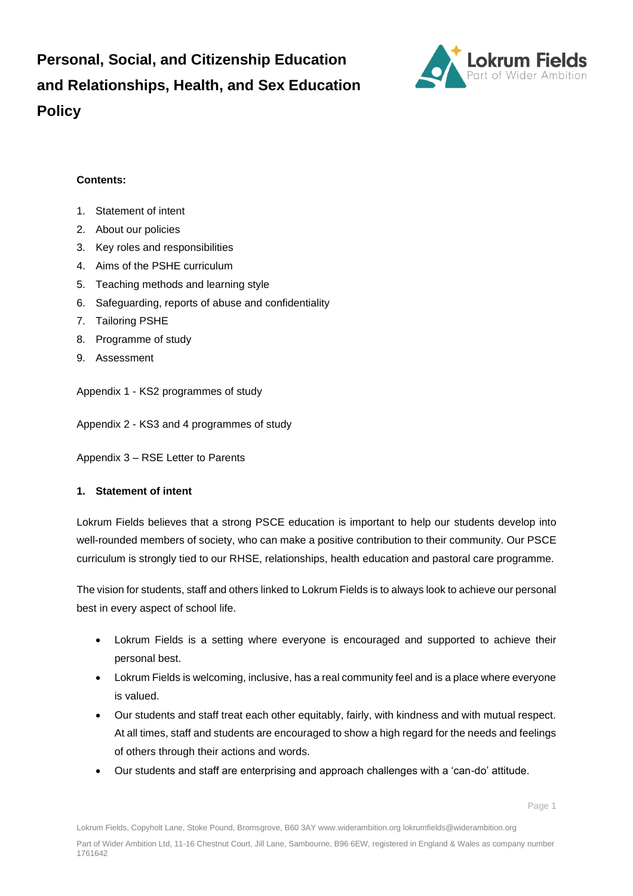# Personal, Social, and Citizenship Education and Relationships, Health, and Sex Education Policy

**Contents:**

1. Statement of intent
2. About our policies
3. Key roles and responsibilities
4. Aims of the PSHE curriculum
5. Teaching methods and learning style
6. Safeguarding, reports of abuse and confidentiality
7. Tailoring PSHE
8. Programme of study
9. Assessment

Appendix 1 - KS2 programmes of study

Appendix 2 - KS3 and 4 programmes of study

Appendix 3 – RSE Letter to Parents

## 1. Statement of intent

Lokrum Fields believes that a strong PSCE education is important to help our students develop into well-rounded members of society, who can make a positive contribution to their community. Our PSCE curriculum is strongly tied to our RHSE, relationships, health education and pastoral care programme.

The vision for students, staff and others linked to Lokrum Fields is to always look to achieve our personal best in every aspect of school life.

- Lokrum Fields is a setting where everyone is encouraged and supported to achieve their personal best.
- Lokrum Fields is welcoming, inclusive, has a real community feel and is a place where everyone is valued.
- Our students and staff treat each other equitably, fairly, with kindness and with mutual respect. At all times, staff and students are encouraged to show a high regard for the needs and feelings of others through their actions and words.
- Our students and staff are enterprising and approach challenges with a 'can-do' attitude.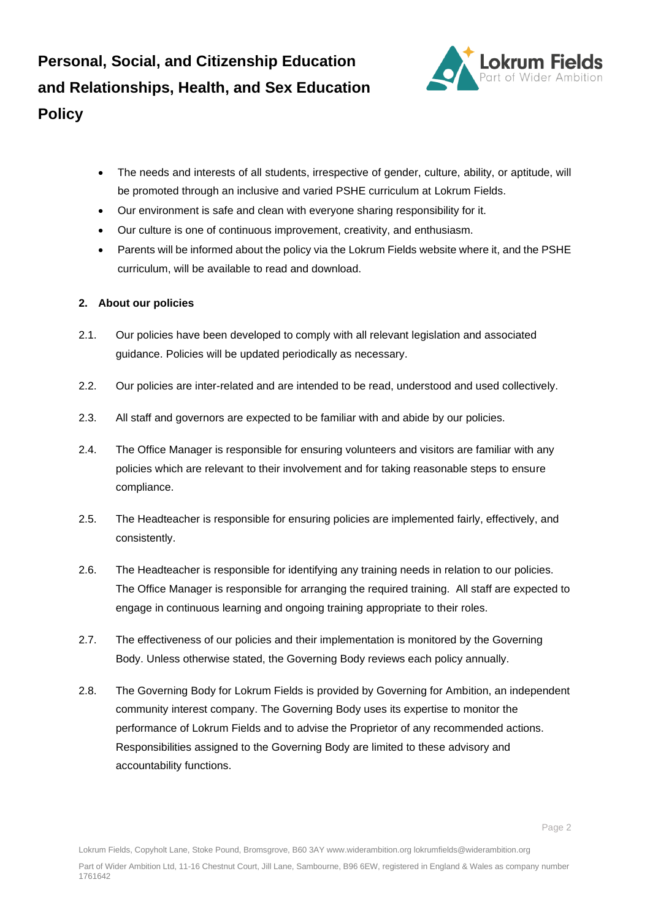- The needs and interests of all students, irrespective of gender, culture, ability, or aptitude, will be promoted through an inclusive and varied PSHE curriculum at Lokrum Fields.
- Our environment is safe and clean with everyone sharing responsibility for it.
- Our culture is one of continuous improvement, creativity, and enthusiasm.
- Parents will be informed about the policy via the Lokrum Fields website where it, and the PSHE curriculum, will be available to read and download.

## 2. About our policies

2.1. Our policies have been developed to comply with all relevant legislation and associated guidance. Policies will be updated periodically as necessary.

2.2. Our policies are inter-related and are intended to be read, understood and used collectively.

2.3. All staff and governors are expected to be familiar with and abide by our policies.

2.4. The Office Manager is responsible for ensuring volunteers and visitors are familiar with any policies which are relevant to their involvement and for taking reasonable steps to ensure compliance.

2.5. The Headteacher is responsible for ensuring policies are implemented fairly, effectively, and consistently.

2.6. The Headteacher is responsible for identifying any training needs in relation to our policies. The Office Manager is responsible for arranging the required training. All staff are expected to engage in continuous learning and ongoing training appropriate to their roles.

2.7. The effectiveness of our policies and their implementation is monitored by the Governing Body. Unless otherwise stated, the Governing Body reviews each policy annually.

2.8. The Governing Body for Lokrum Fields is provided by Governing for Ambition, an independent community interest company. The Governing Body uses its expertise to monitor the performance of Lokrum Fields and to advise the Proprietor of any recommended actions. Responsibilities assigned to the Governing Body are limited to these advisory and accountability functions.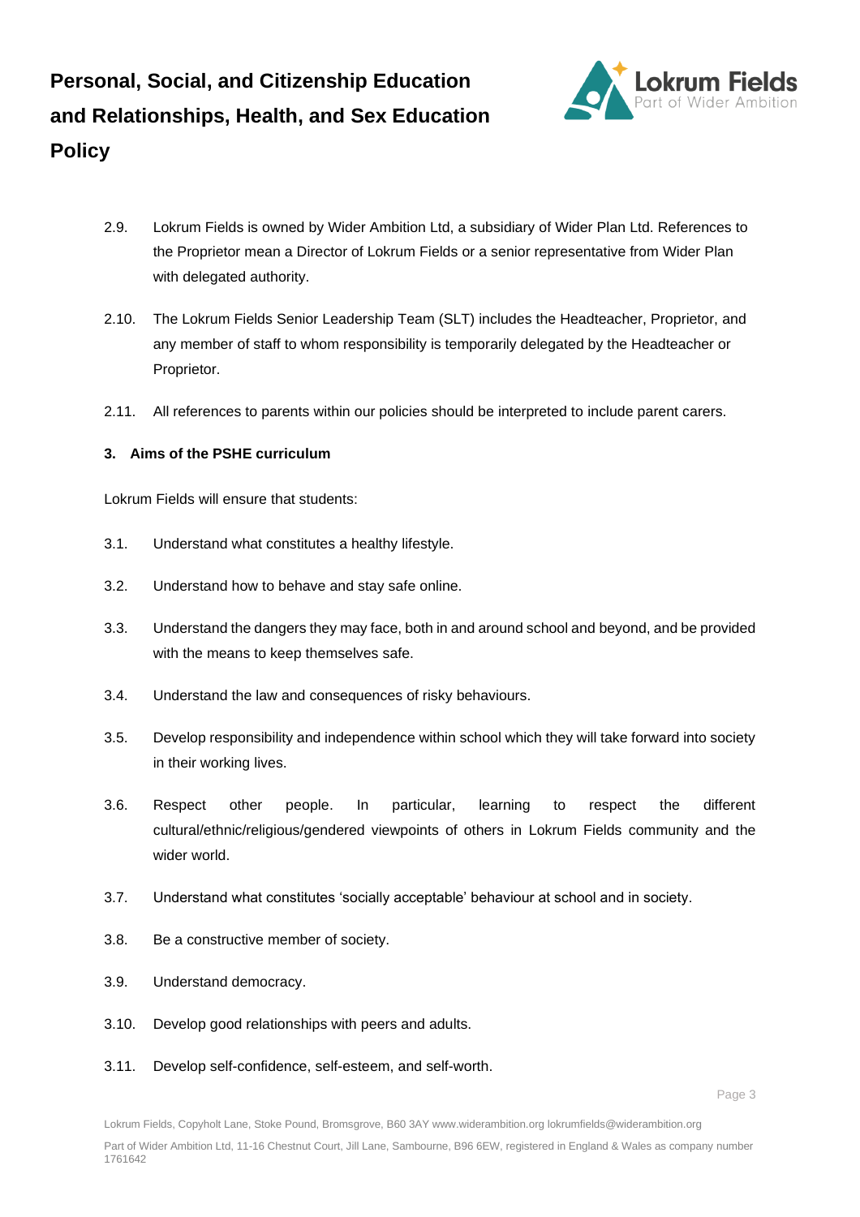2.9. Lokrum Fields is owned by Wider Ambition Ltd, a subsidiary of Wider Plan Ltd. References to the Proprietor mean a Director of Lokrum Fields or a senior representative from Wider Plan with delegated authority.

2.10. The Lokrum Fields Senior Leadership Team (SLT) includes the Headteacher, Proprietor, and any member of staff to whom responsibility is temporarily delegated by the Headteacher or Proprietor.

2.11. All references to parents within our policies should be interpreted to include parent carers.

## 3. Aims of the PSHE curriculum

Lokrum Fields will ensure that students:

3.1. Understand what constitutes a healthy lifestyle.

3.2. Understand how to behave and stay safe online.

3.3. Understand the dangers they may face, both in and around school and beyond, and be provided with the means to keep themselves safe.

3.4. Understand the law and consequences of risky behaviours.

3.5. Develop responsibility and independence within school which they will take forward into society in their working lives.

3.6. Respect other people. In particular, learning to respect the different cultural/ethnic/religious/gendered viewpoints of others in Lokrum Fields community and the wider world.

3.7. Understand what constitutes 'socially acceptable' behaviour at school and in society.

3.8. Be a constructive member of society.

3.9. Understand democracy.

3.10. Develop good relationships with peers and adults.

3.11. Develop self-confidence, self-esteem, and self-worth.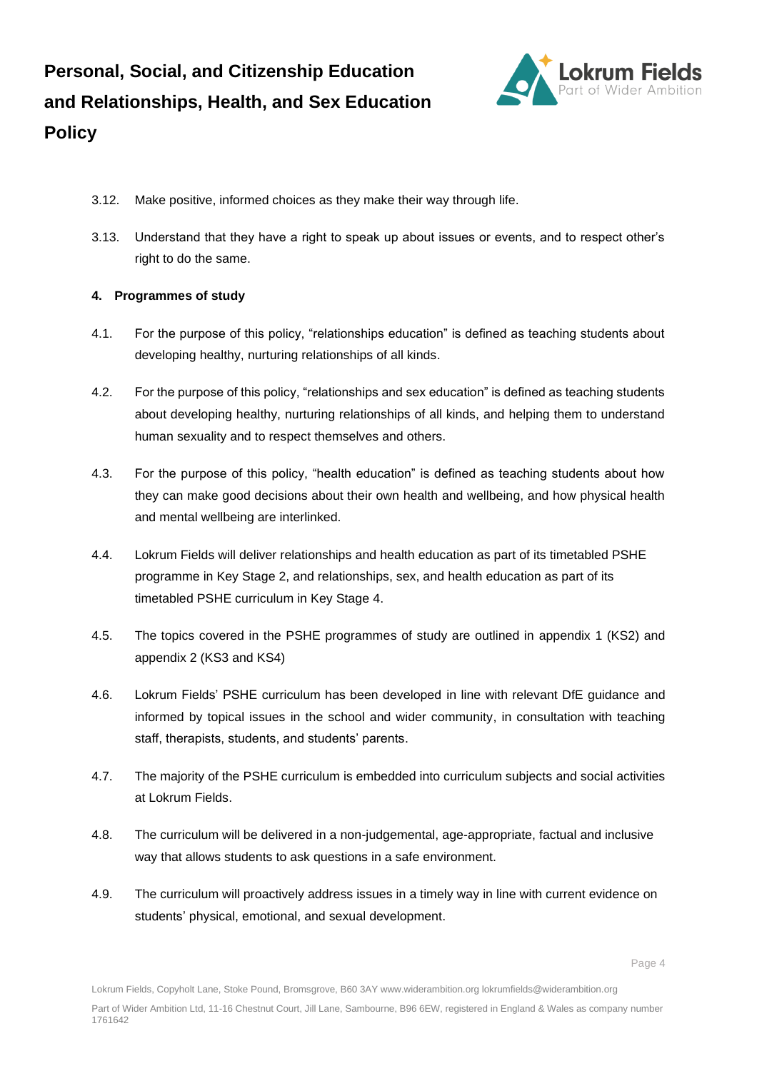3.12. Make positive, informed choices as they make their way through life.

3.13. Understand that they have a right to speak up about issues or events, and to respect other's right to do the same.

## 4. Programmes of study

4.1. For the purpose of this policy, "relationships education" is defined as teaching students about developing healthy, nurturing relationships of all kinds.

4.2. For the purpose of this policy, "relationships and sex education" is defined as teaching students about developing healthy, nurturing relationships of all kinds, and helping them to understand human sexuality and to respect themselves and others.

4.3. For the purpose of this policy, "health education" is defined as teaching students about how they can make good decisions about their own health and wellbeing, and how physical health and mental wellbeing are interlinked.

4.4. Lokrum Fields will deliver relationships and health education as part of its timetabled PSHE programme in Key Stage 2, and relationships, sex, and health education as part of its timetabled PSHE curriculum in Key Stage 4.

4.5. The topics covered in the PSHE programmes of study are outlined in appendix 1 (KS2) and appendix 2 (KS3 and KS4)

4.6. Lokrum Fields' PSHE curriculum has been developed in line with relevant DfE guidance and informed by topical issues in the school and wider community, in consultation with teaching staff, therapists, students, and students' parents.

4.7. The majority of the PSHE curriculum is embedded into curriculum subjects and social activities at Lokrum Fields.

4.8. The curriculum will be delivered in a non-judgemental, age-appropriate, factual and inclusive way that allows students to ask questions in a safe environment.

4.9. The curriculum will proactively address issues in a timely way in line with current evidence on students' physical, emotional, and sexual development.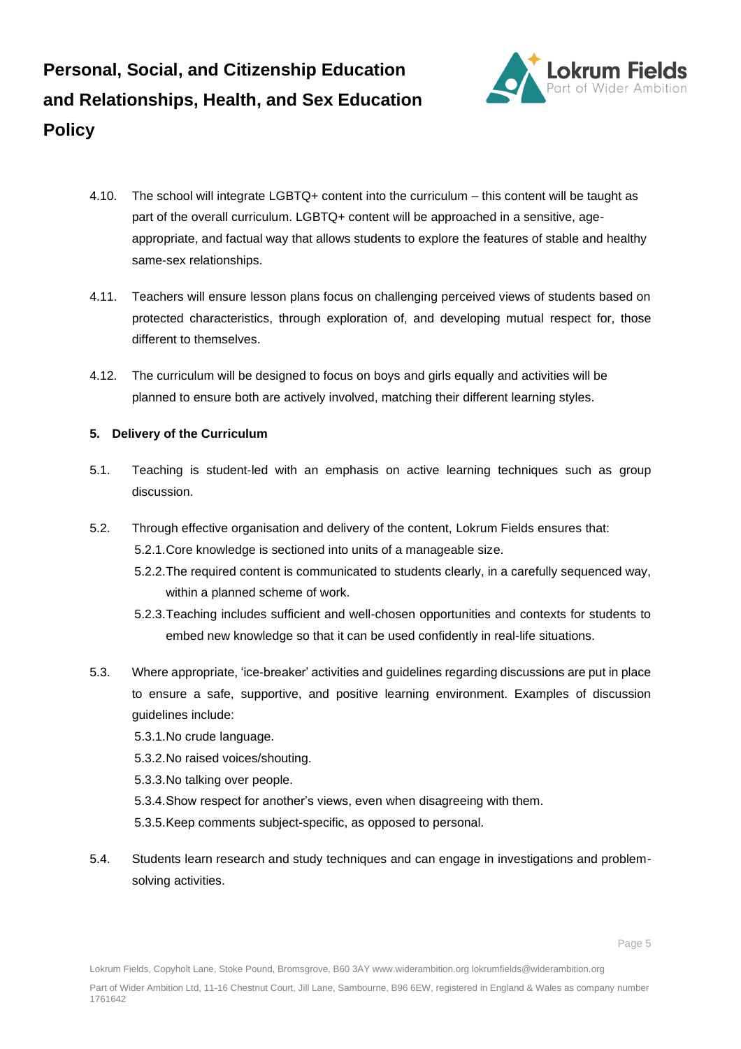4.10. The school will integrate LGBTQ+ content into the curriculum – this content will be taught as part of the overall curriculum. LGBTQ+ content will be approached in a sensitive, age-appropriate, and factual way that allows students to explore the features of stable and healthy same-sex relationships.

4.11. Teachers will ensure lesson plans focus on challenging perceived views of students based on protected characteristics, through exploration of, and developing mutual respect for, those different to themselves.

4.12. The curriculum will be designed to focus on boys and girls equally and activities will be planned to ensure both are actively involved, matching their different learning styles.

## 5. Delivery of the Curriculum

5.1. Teaching is student-led with an emphasis on active learning techniques such as group discussion.

5.2. Through effective organisation and delivery of the content, Lokrum Fields ensures that:

- 5.2.1. Core knowledge is sectioned into units of a manageable size.
- 5.2.2. The required content is communicated to students clearly, in a carefully sequenced way, within a planned scheme of work.
- 5.2.3. Teaching includes sufficient and well-chosen opportunities and contexts for students to embed new knowledge so that it can be used confidently in real-life situations.

5.3. Where appropriate, 'ice-breaker' activities and guidelines regarding discussions are put in place to ensure a safe, supportive, and positive learning environment. Examples of discussion guidelines include:

- 5.3.1. No crude language.
- 5.3.2. No raised voices/shouting.
- 5.3.3. No talking over people.
- 5.3.4. Show respect for another's views, even when disagreeing with them.
- 5.3.5. Keep comments subject-specific, as opposed to personal.

5.4. Students learn research and study techniques and can engage in investigations and problem-solving activities.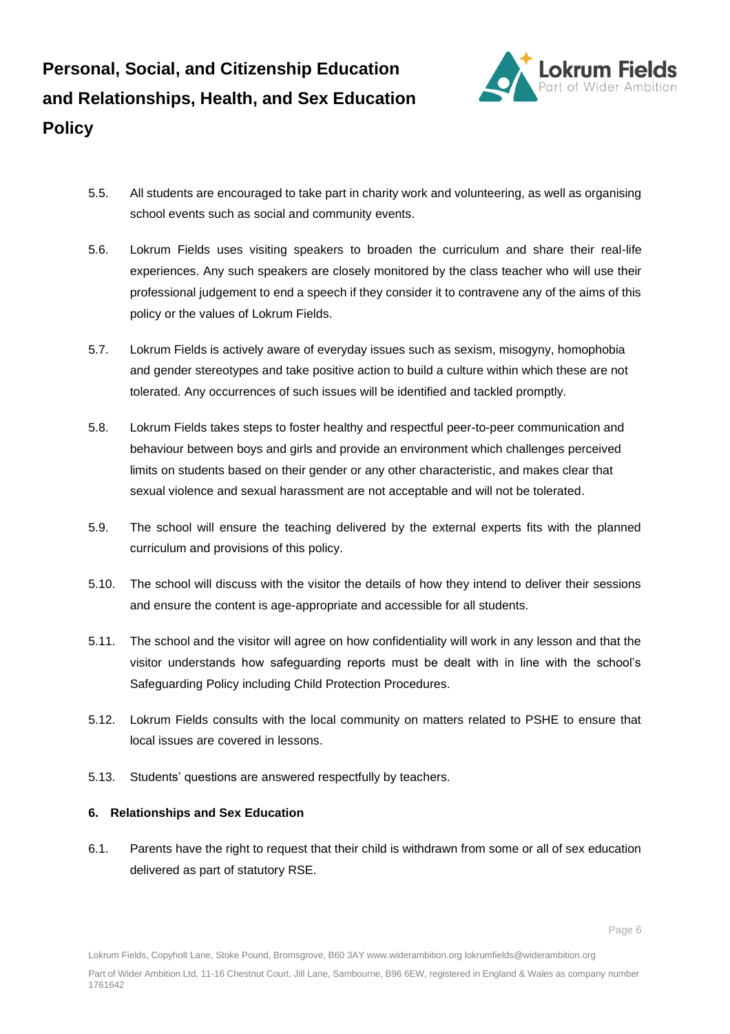5.5. All students are encouraged to take part in charity work and volunteering, as well as organising school events such as social and community events.

5.6. Lokrum Fields uses visiting speakers to broaden the curriculum and share their real-life experiences. Any such speakers are closely monitored by the class teacher who will use their professional judgement to end a speech if they consider it to contravene any of the aims of this policy or the values of Lokrum Fields.

5.7. Lokrum Fields is actively aware of everyday issues such as sexism, misogyny, homophobia and gender stereotypes and take positive action to build a culture within which these are not tolerated. Any occurrences of such issues will be identified and tackled promptly.

5.8. Lokrum Fields takes steps to foster healthy and respectful peer-to-peer communication and behaviour between boys and girls and provide an environment which challenges perceived limits on students based on their gender or any other characteristic, and makes clear that sexual violence and sexual harassment are not acceptable and will not be tolerated.

5.9. The school will ensure the teaching delivered by the external experts fits with the planned curriculum and provisions of this policy.

5.10. The school will discuss with the visitor the details of how they intend to deliver their sessions and ensure the content is age-appropriate and accessible for all students.

5.11. The school and the visitor will agree on how confidentiality will work in any lesson and that the visitor understands how safeguarding reports must be dealt with in line with the school's Safeguarding Policy including Child Protection Procedures.

5.12. Lokrum Fields consults with the local community on matters related to PSHE to ensure that local issues are covered in lessons.

5.13. Students' questions are answered respectfully by teachers.

**6. Relationships and Sex Education**

6.1. Parents have the right to request that their child is withdrawn from some or all of sex education delivered as part of statutory RSE.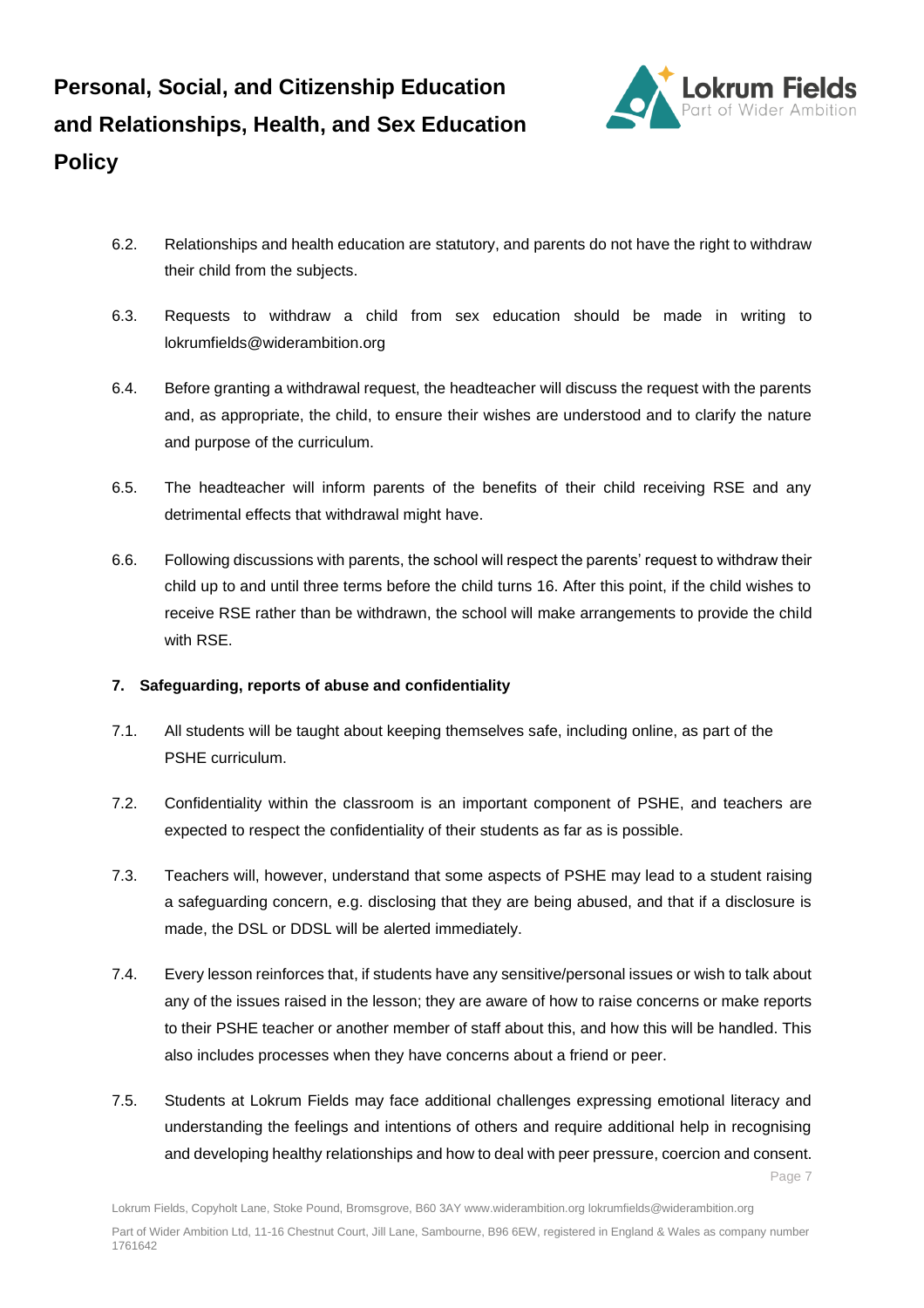6.2. Relationships and health education are statutory, and parents do not have the right to withdraw their child from the subjects.

6.3. Requests to withdraw a child from sex education should be made in writing to lokrumfields@widerambition.org

6.4. Before granting a withdrawal request, the headteacher will discuss the request with the parents and, as appropriate, the child, to ensure their wishes are understood and to clarify the nature and purpose of the curriculum.

6.5. The headteacher will inform parents of the benefits of their child receiving RSE and any detrimental effects that withdrawal might have.

6.6. Following discussions with parents, the school will respect the parents' request to withdraw their child up to and until three terms before the child turns 16. After this point, if the child wishes to receive RSE rather than be withdrawn, the school will make arrangements to provide the child with RSE.

**7. Safeguarding, reports of abuse and confidentiality**

7.1. All students will be taught about keeping themselves safe, including online, as part of the PSHE curriculum.

7.2. Confidentiality within the classroom is an important component of PSHE, and teachers are expected to respect the confidentiality of their students as far as is possible.

7.3. Teachers will, however, understand that some aspects of PSHE may lead to a student raising a safeguarding concern, e.g. disclosing that they are being abused, and that if a disclosure is made, the DSL or DDSL will be alerted immediately.

7.4. Every lesson reinforces that, if students have any sensitive/personal issues or wish to talk about any of the issues raised in the lesson; they are aware of how to raise concerns or make reports to their PSHE teacher or another member of staff about this, and how this will be handled. This also includes processes when they have concerns about a friend or peer.

7.5. Students at Lokrum Fields may face additional challenges expressing emotional literacy and understanding the feelings and intentions of others and require additional help in recognising and developing healthy relationships and how to deal with peer pressure, coercion and consent.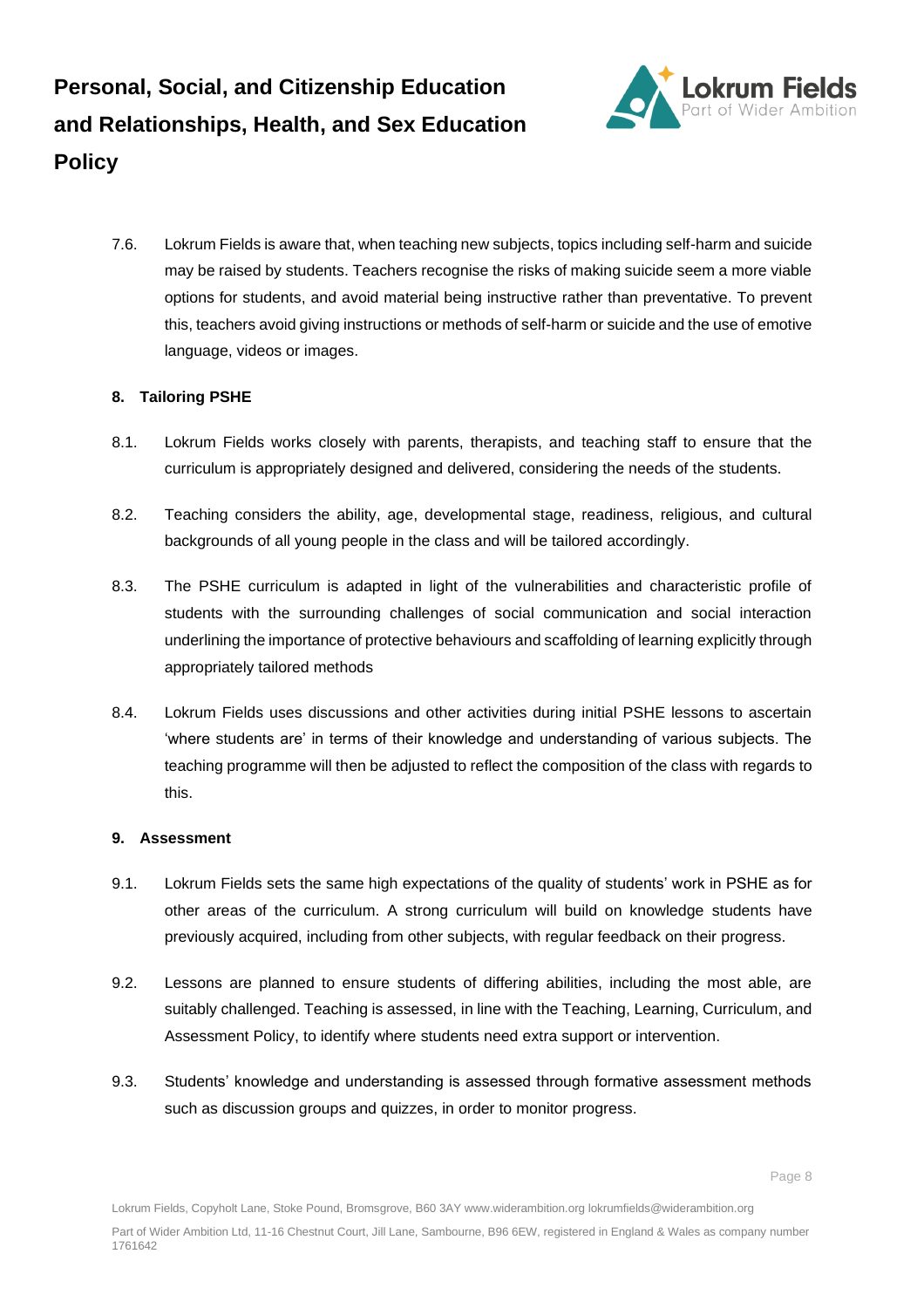7.6. Lokrum Fields is aware that, when teaching new subjects, topics including self-harm and suicide may be raised by students. Teachers recognise the risks of making suicide seem a more viable options for students, and avoid material being instructive rather than preventative. To prevent this, teachers avoid giving instructions or methods of self-harm or suicide and the use of emotive language, videos or images.

## 8. Tailoring PSHE

8.1. Lokrum Fields works closely with parents, therapists, and teaching staff to ensure that the curriculum is appropriately designed and delivered, considering the needs of the students.

8.2. Teaching considers the ability, age, developmental stage, readiness, religious, and cultural backgrounds of all young people in the class and will be tailored accordingly.

8.3. The PSHE curriculum is adapted in light of the vulnerabilities and characteristic profile of students with the surrounding challenges of social communication and social interaction underlining the importance of protective behaviours and scaffolding of learning explicitly through appropriately tailored methods

8.4. Lokrum Fields uses discussions and other activities during initial PSHE lessons to ascertain 'where students are' in terms of their knowledge and understanding of various subjects. The teaching programme will then be adjusted to reflect the composition of the class with regards to this.

## 9. Assessment

9.1. Lokrum Fields sets the same high expectations of the quality of students' work in PSHE as for other areas of the curriculum. A strong curriculum will build on knowledge students have previously acquired, including from other subjects, with regular feedback on their progress.

9.2. Lessons are planned to ensure students of differing abilities, including the most able, are suitably challenged. Teaching is assessed, in line with the Teaching, Learning, Curriculum, and Assessment Policy, to identify where students need extra support or intervention.

9.3. Students' knowledge and understanding is assessed through formative assessment methods such as discussion groups and quizzes, in order to monitor progress.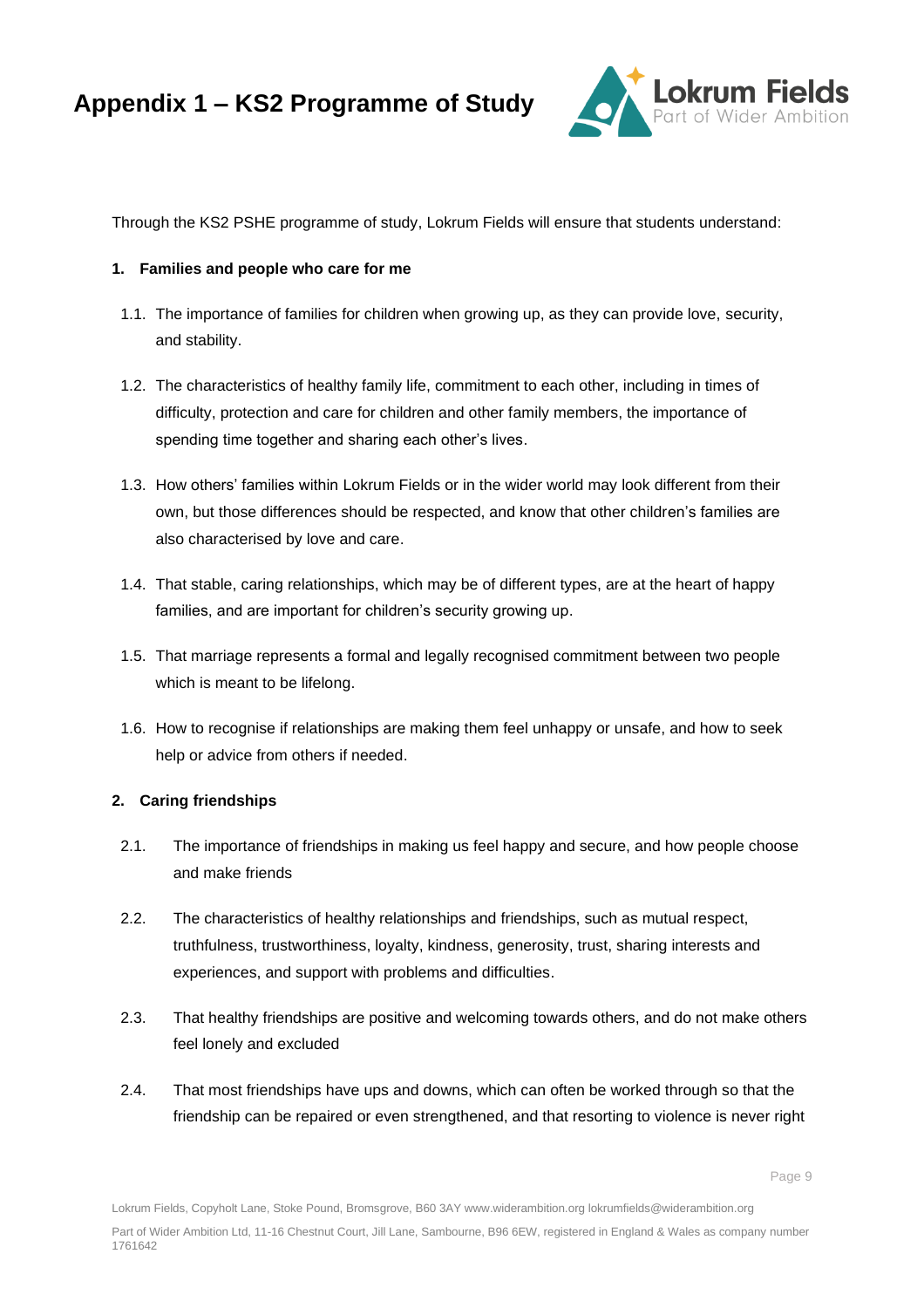# Appendix 1 – KS2 Programme of Study

Through the KS2 PSHE programme of study, Lokrum Fields will ensure that students understand:

**1. Families and people who care for me**

1.1. The importance of families for children when growing up, as they can provide love, security, and stability.

1.2. The characteristics of healthy family life, commitment to each other, including in times of difficulty, protection and care for children and other family members, the importance of spending time together and sharing each other's lives.

1.3. How others' families within Lokrum Fields or in the wider world may look different from their own, but those differences should be respected, and know that other children's families are also characterised by love and care.

1.4. That stable, caring relationships, which may be of different types, are at the heart of happy families, and are important for children's security growing up.

1.5. That marriage represents a formal and legally recognised commitment between two people which is meant to be lifelong.

1.6. How to recognise if relationships are making them feel unhappy or unsafe, and how to seek help or advice from others if needed.

**2. Caring friendships**

2.1. The importance of friendships in making us feel happy and secure, and how people choose and make friends

2.2. The characteristics of healthy relationships and friendships, such as mutual respect, truthfulness, trustworthiness, loyalty, kindness, generosity, trust, sharing interests and experiences, and support with problems and difficulties.

2.3. That healthy friendships are positive and welcoming towards others, and do not make others feel lonely and excluded

2.4. That most friendships have ups and downs, which can often be worked through so that the friendship can be repaired or even strengthened, and that resorting to violence is never right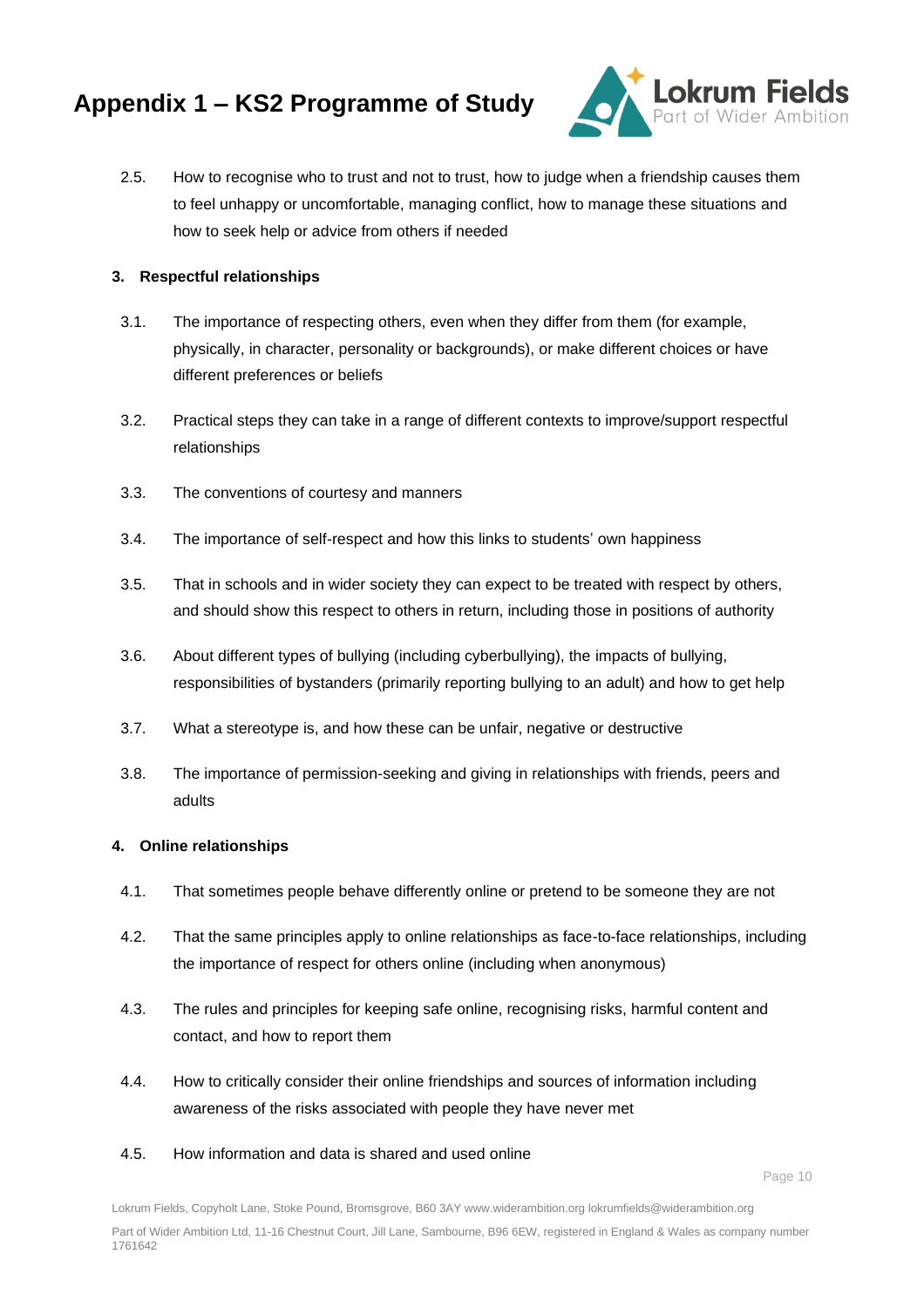2.5. How to recognise who to trust and not to trust, how to judge when a friendship causes them to feel unhappy or uncomfortable, managing conflict, how to manage these situations and how to seek help or advice from others if needed

### 3. Respectful relationships

3.1. The importance of respecting others, even when they differ from them (for example, physically, in character, personality or backgrounds), or make different choices or have different preferences or beliefs

3.2. Practical steps they can take in a range of different contexts to improve/support respectful relationships

3.3. The conventions of courtesy and manners

3.4. The importance of self-respect and how this links to students' own happiness

3.5. That in schools and in wider society they can expect to be treated with respect by others, and should show this respect to others in return, including those in positions of authority

3.6. About different types of bullying (including cyberbullying), the impacts of bullying, responsibilities of bystanders (primarily reporting bullying to an adult) and how to get help

3.7. What a stereotype is, and how these can be unfair, negative or destructive

3.8. The importance of permission-seeking and giving in relationships with friends, peers and adults

### 4. Online relationships

4.1. That sometimes people behave differently online or pretend to be someone they are not

4.2. That the same principles apply to online relationships as face-to-face relationships, including the importance of respect for others online (including when anonymous)

4.3. The rules and principles for keeping safe online, recognising risks, harmful content and contact, and how to report them

4.4. How to critically consider their online friendships and sources of information including awareness of the risks associated with people they have never met

4.5. How information and data is shared and used online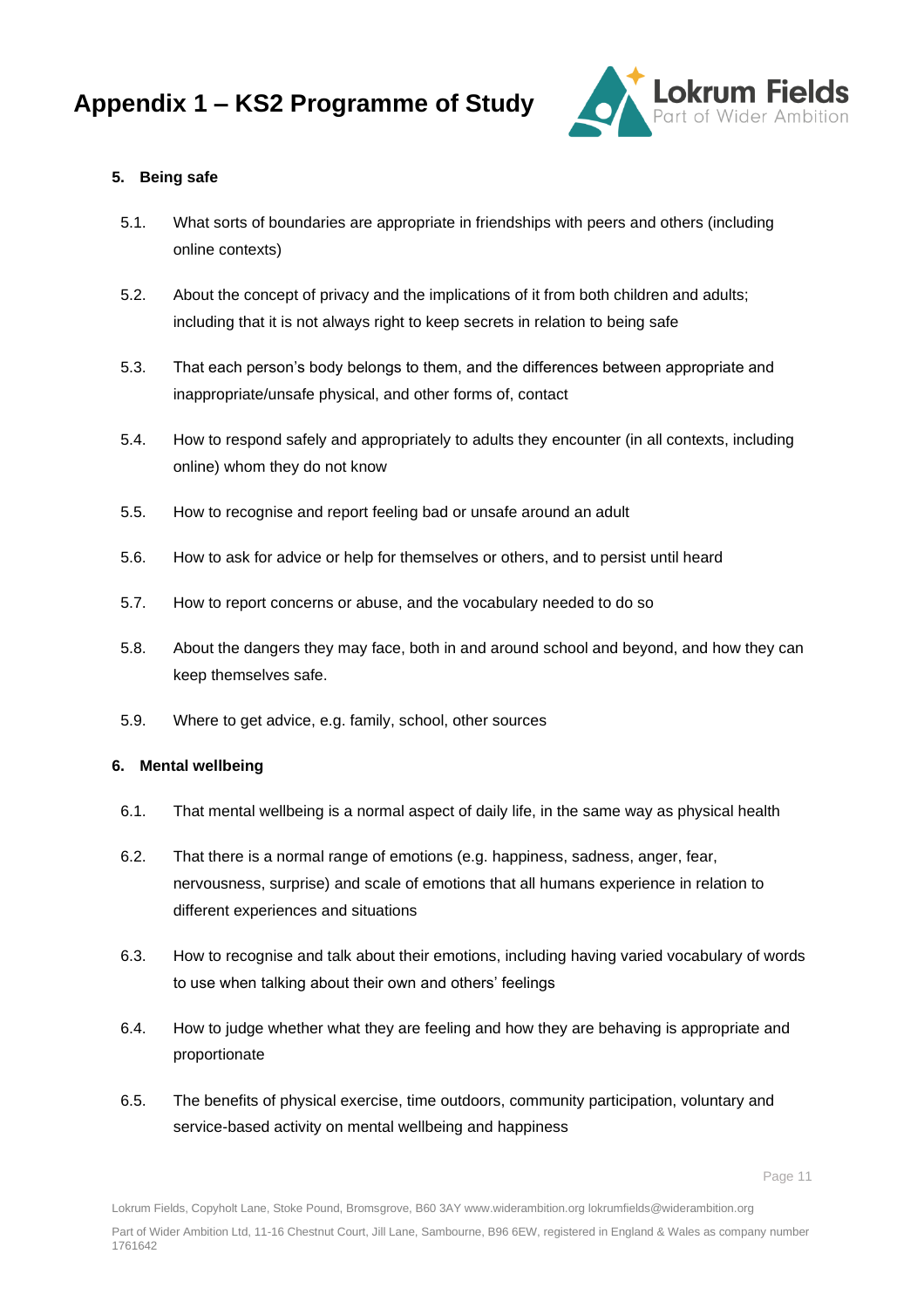# Appendix 1 – KS2 Programme of Study

**5. Being safe**

5.1. What sorts of boundaries are appropriate in friendships with peers and others (including online contexts)

5.2. About the concept of privacy and the implications of it from both children and adults; including that it is not always right to keep secrets in relation to being safe

5.3. That each person's body belongs to them, and the differences between appropriate and inappropriate/unsafe physical, and other forms of, contact

5.4. How to respond safely and appropriately to adults they encounter (in all contexts, including online) whom they do not know

5.5. How to recognise and report feeling bad or unsafe around an adult

5.6. How to ask for advice or help for themselves or others, and to persist until heard

5.7. How to report concerns or abuse, and the vocabulary needed to do so

5.8. About the dangers they may face, both in and around school and beyond, and how they can keep themselves safe.

5.9. Where to get advice, e.g. family, school, other sources

**6. Mental wellbeing**

6.1. That mental wellbeing is a normal aspect of daily life, in the same way as physical health

6.2. That there is a normal range of emotions (e.g. happiness, sadness, anger, fear, nervousness, surprise) and scale of emotions that all humans experience in relation to different experiences and situations

6.3. How to recognise and talk about their emotions, including having varied vocabulary of words to use when talking about their own and others' feelings

6.4. How to judge whether what they are feeling and how they are behaving is appropriate and proportionate

6.5. The benefits of physical exercise, time outdoors, community participation, voluntary and service-based activity on mental wellbeing and happiness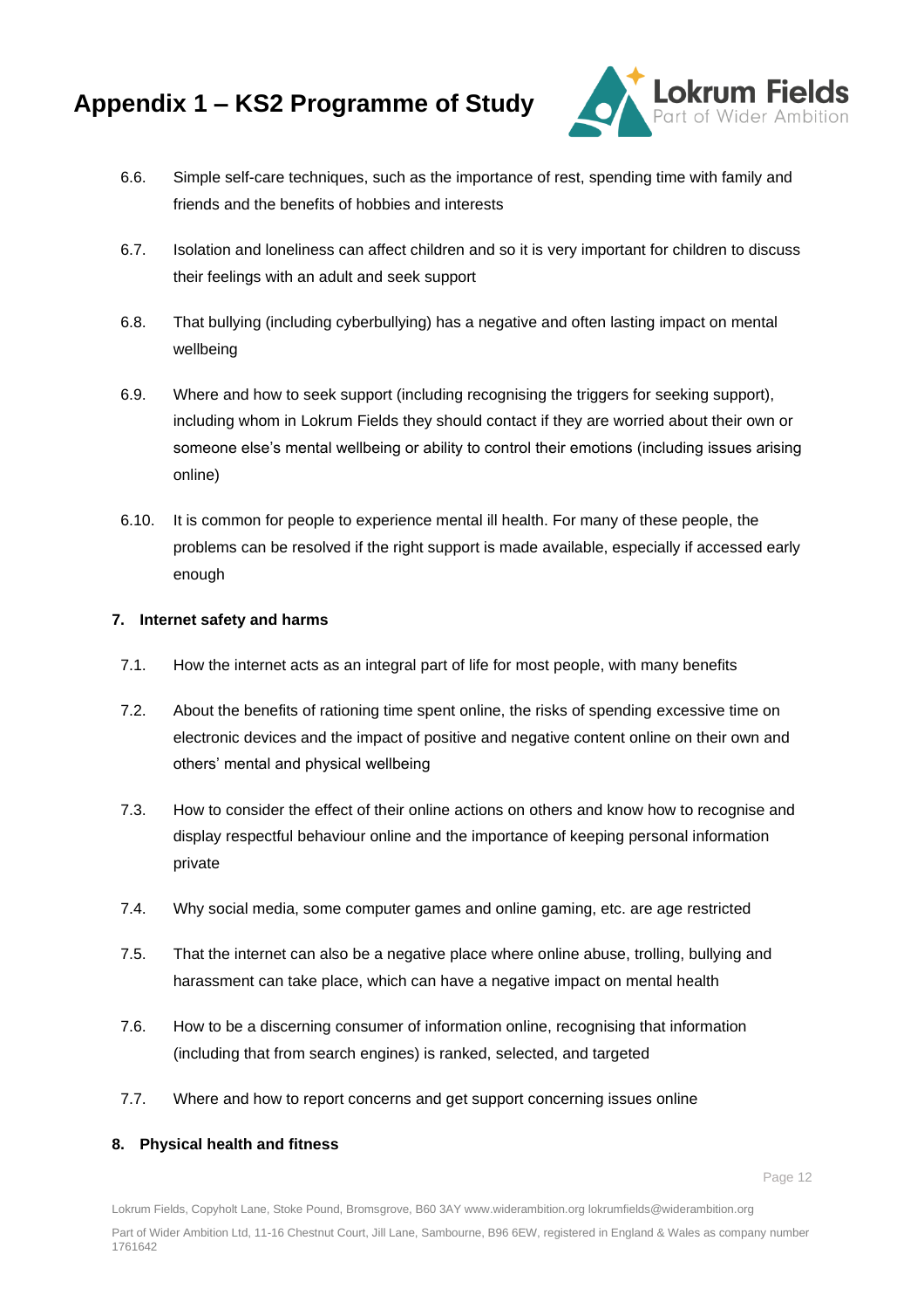6.6. Simple self-care techniques, such as the importance of rest, spending time with family and friends and the benefits of hobbies and interests

6.7. Isolation and loneliness can affect children and so it is very important for children to discuss their feelings with an adult and seek support

6.8. That bullying (including cyberbullying) has a negative and often lasting impact on mental wellbeing

6.9. Where and how to seek support (including recognising the triggers for seeking support), including whom in Lokrum Fields they should contact if they are worried about their own or someone else's mental wellbeing or ability to control their emotions (including issues arising online)

6.10. It is common for people to experience mental ill health. For many of these people, the problems can be resolved if the right support is made available, especially if accessed early enough

**7. Internet safety and harms**

7.1. How the internet acts as an integral part of life for most people, with many benefits

7.2. About the benefits of rationing time spent online, the risks of spending excessive time on electronic devices and the impact of positive and negative content online on their own and others' mental and physical wellbeing

7.3. How to consider the effect of their online actions on others and know how to recognise and display respectful behaviour online and the importance of keeping personal information private

7.4. Why social media, some computer games and online gaming, etc. are age restricted

7.5. That the internet can also be a negative place where online abuse, trolling, bullying and harassment can take place, which can have a negative impact on mental health

7.6. How to be a discerning consumer of information online, recognising that information (including that from search engines) is ranked, selected, and targeted

7.7. Where and how to report concerns and get support concerning issues online

**8. Physical health and fitness**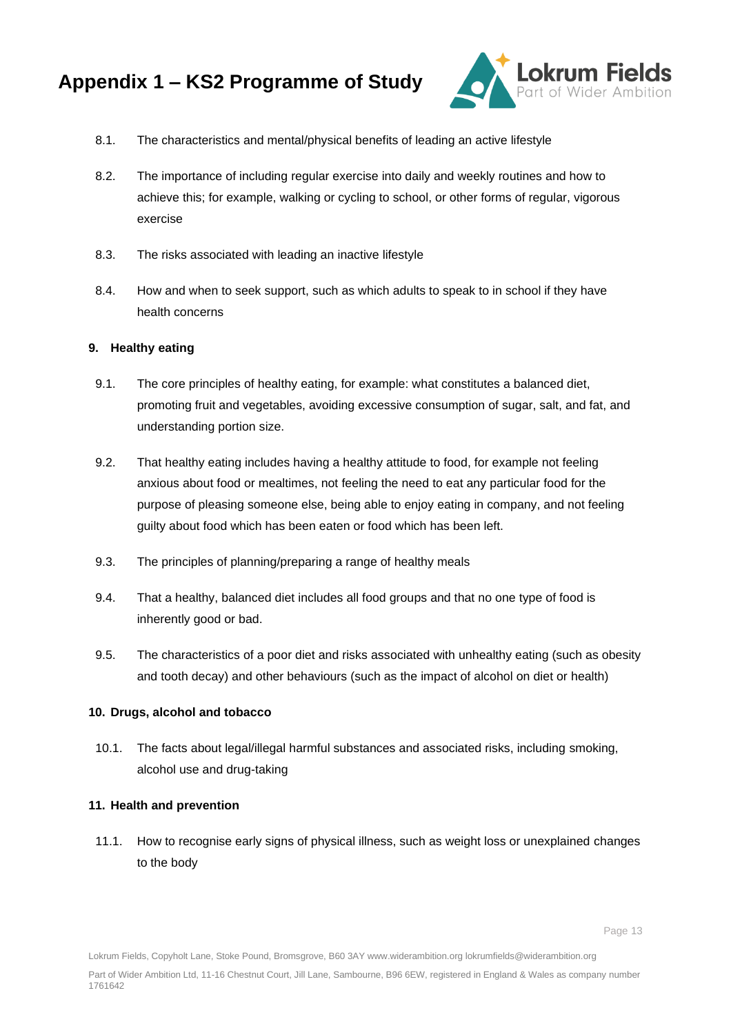8.1. The characteristics and mental/physical benefits of leading an active lifestyle

8.2. The importance of including regular exercise into daily and weekly routines and how to achieve this; for example, walking or cycling to school, or other forms of regular, vigorous exercise

8.3. The risks associated with leading an inactive lifestyle

8.4. How and when to seek support, such as which adults to speak to in school if they have health concerns

**9. Healthy eating**

9.1. The core principles of healthy eating, for example: what constitutes a balanced diet, promoting fruit and vegetables, avoiding excessive consumption of sugar, salt, and fat, and understanding portion size.

9.2. That healthy eating includes having a healthy attitude to food, for example not feeling anxious about food or mealtimes, not feeling the need to eat any particular food for the purpose of pleasing someone else, being able to enjoy eating in company, and not feeling guilty about food which has been eaten or food which has been left.

9.3. The principles of planning/preparing a range of healthy meals

9.4. That a healthy, balanced diet includes all food groups and that no one type of food is inherently good or bad.

9.5. The characteristics of a poor diet and risks associated with unhealthy eating (such as obesity and tooth decay) and other behaviours (such as the impact of alcohol on diet or health)

**10. Drugs, alcohol and tobacco**

10.1. The facts about legal/illegal harmful substances and associated risks, including smoking, alcohol use and drug-taking

**11. Health and prevention**

11.1. How to recognise early signs of physical illness, such as weight loss or unexplained changes to the body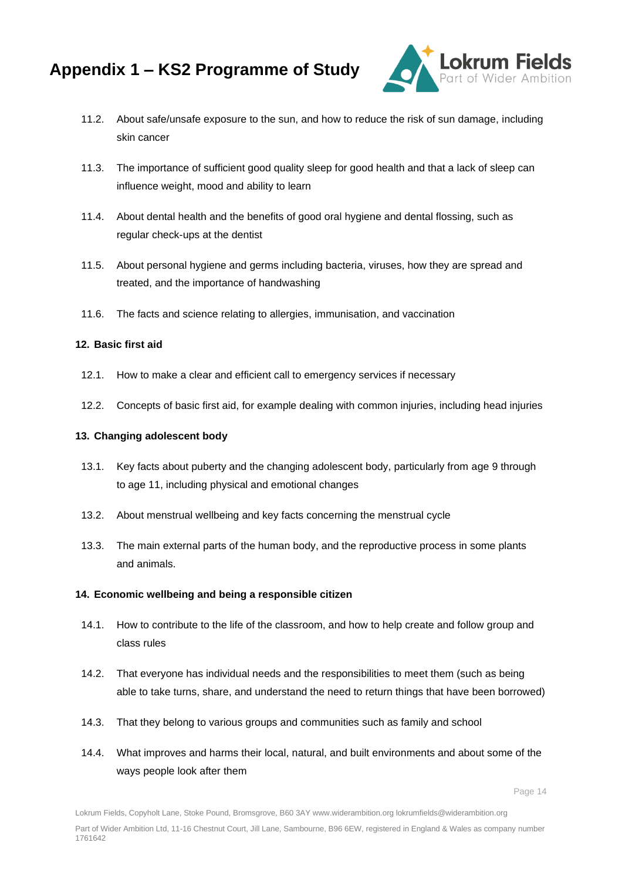11.2. About safe/unsafe exposure to the sun, and how to reduce the risk of sun damage, including skin cancer

11.3. The importance of sufficient good quality sleep for good health and that a lack of sleep can influence weight, mood and ability to learn

11.4. About dental health and the benefits of good oral hygiene and dental flossing, such as regular check-ups at the dentist

11.5. About personal hygiene and germs including bacteria, viruses, how they are spread and treated, and the importance of handwashing

11.6. The facts and science relating to allergies, immunisation, and vaccination

**12. Basic first aid**

12.1. How to make a clear and efficient call to emergency services if necessary

12.2. Concepts of basic first aid, for example dealing with common injuries, including head injuries

**13. Changing adolescent body**

13.1. Key facts about puberty and the changing adolescent body, particularly from age 9 through to age 11, including physical and emotional changes

13.2. About menstrual wellbeing and key facts concerning the menstrual cycle

13.3. The main external parts of the human body, and the reproductive process in some plants and animals.

**14. Economic wellbeing and being a responsible citizen**

14.1. How to contribute to the life of the classroom, and how to help create and follow group and class rules

14.2. That everyone has individual needs and the responsibilities to meet them (such as being able to take turns, share, and understand the need to return things that have been borrowed)

14.3. That they belong to various groups and communities such as family and school

14.4. What improves and harms their local, natural, and built environments and about some of the ways people look after them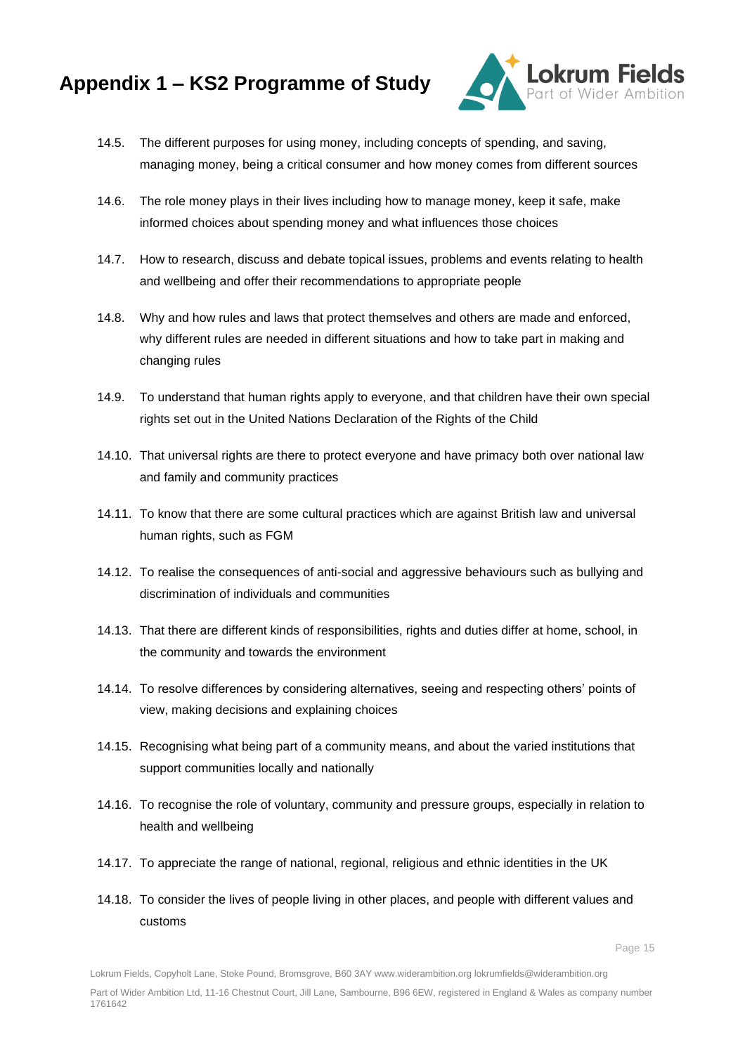# Appendix 1 – KS2 Programme of Study

14.5. The different purposes for using money, including concepts of spending, and saving, managing money, being a critical consumer and how money comes from different sources

14.6. The role money plays in their lives including how to manage money, keep it safe, make informed choices about spending money and what influences those choices

14.7. How to research, discuss and debate topical issues, problems and events relating to health and wellbeing and offer their recommendations to appropriate people

14.8. Why and how rules and laws that protect themselves and others are made and enforced, why different rules are needed in different situations and how to take part in making and changing rules

14.9. To understand that human rights apply to everyone, and that children have their own special rights set out in the United Nations Declaration of the Rights of the Child

14.10. That universal rights are there to protect everyone and have primacy both over national law and family and community practices

14.11. To know that there are some cultural practices which are against British law and universal human rights, such as FGM

14.12. To realise the consequences of anti-social and aggressive behaviours such as bullying and discrimination of individuals and communities

14.13. That there are different kinds of responsibilities, rights and duties differ at home, school, in the community and towards the environment

14.14. To resolve differences by considering alternatives, seeing and respecting others' points of view, making decisions and explaining choices

14.15. Recognising what being part of a community means, and about the varied institutions that support communities locally and nationally

14.16. To recognise the role of voluntary, community and pressure groups, especially in relation to health and wellbeing

14.17. To appreciate the range of national, regional, religious and ethnic identities in the UK

14.18. To consider the lives of people living in other places, and people with different values and customs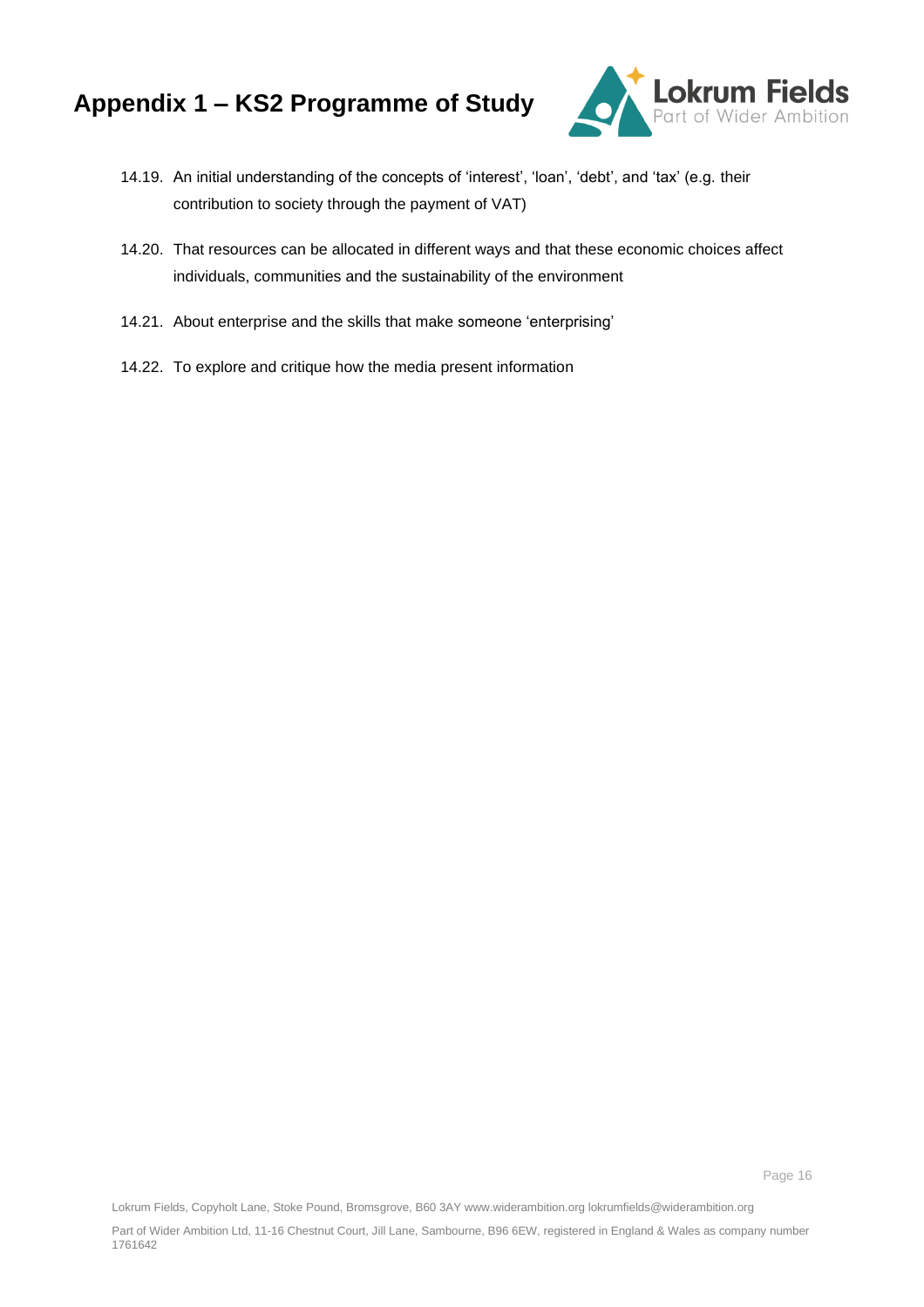# Appendix 1 – KS2 Programme of Study

14.19. An initial understanding of the concepts of 'interest', 'loan', 'debt', and 'tax' (e.g. their contribution to society through the payment of VAT)

14.20. That resources can be allocated in different ways and that these economic choices affect individuals, communities and the sustainability of the environment

14.21. About enterprise and the skills that make someone 'enterprising'

14.22. To explore and critique how the media present information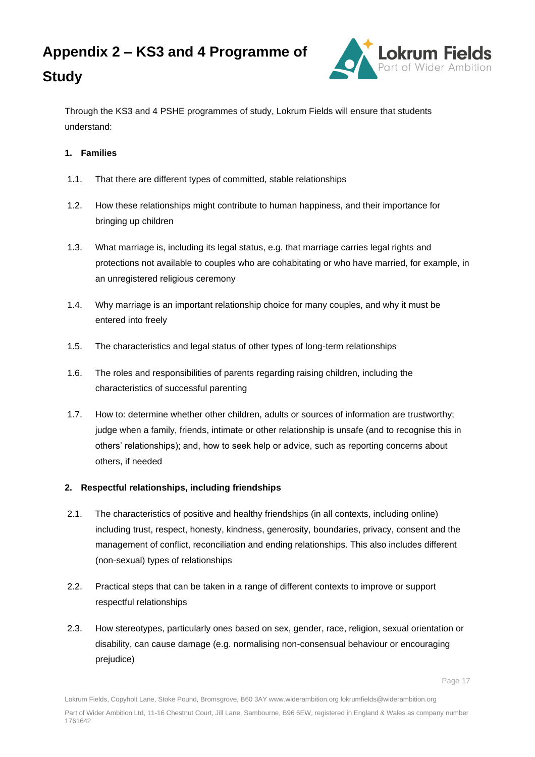# Appendix 2 – KS3 and 4 Programme of Study

Through the KS3 and 4 PSHE programmes of study, Lokrum Fields will ensure that students understand:

## 1. Families

1.1. That there are different types of committed, stable relationships

1.2. How these relationships might contribute to human happiness, and their importance for bringing up children

1.3. What marriage is, including its legal status, e.g. that marriage carries legal rights and protections not available to couples who are cohabitating or who have married, for example, in an unregistered religious ceremony

1.4. Why marriage is an important relationship choice for many couples, and why it must be entered into freely

1.5. The characteristics and legal status of other types of long-term relationships

1.6. The roles and responsibilities of parents regarding raising children, including the characteristics of successful parenting

1.7. How to: determine whether other children, adults or sources of information are trustworthy; judge when a family, friends, intimate or other relationship is unsafe (and to recognise this in others' relationships); and, how to seek help or advice, such as reporting concerns about others, if needed

## 2. Respectful relationships, including friendships

2.1. The characteristics of positive and healthy friendships (in all contexts, including online) including trust, respect, honesty, kindness, generosity, boundaries, privacy, consent and the management of conflict, reconciliation and ending relationships. This also includes different (non-sexual) types of relationships

2.2. Practical steps that can be taken in a range of different contexts to improve or support respectful relationships

2.3. How stereotypes, particularly ones based on sex, gender, race, religion, sexual orientation or disability, can cause damage (e.g. normalising non-consensual behaviour or encouraging prejudice)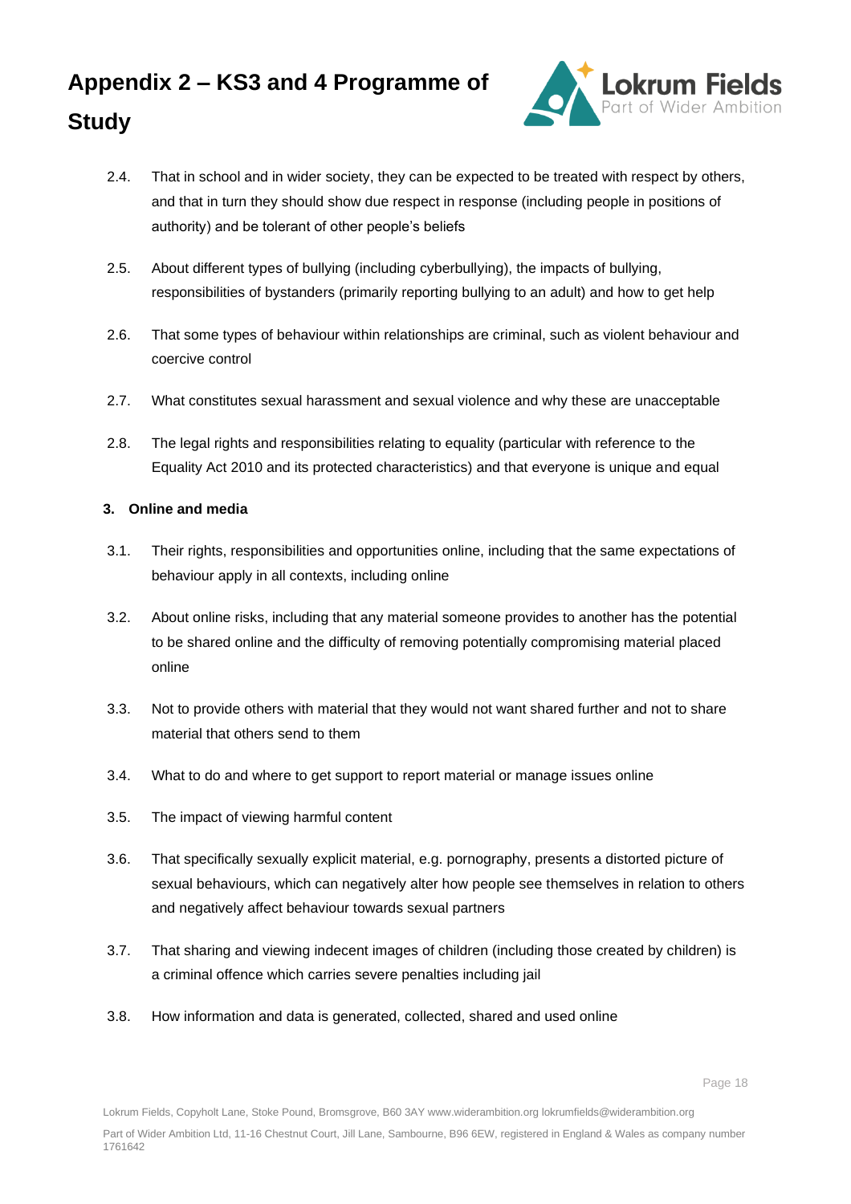# Appendix 2 – KS3 and 4 Programme of Study

2.4. That in school and in wider society, they can be expected to be treated with respect by others, and that in turn they should show due respect in response (including people in positions of authority) and be tolerant of other people's beliefs

2.5. About different types of bullying (including cyberbullying), the impacts of bullying, responsibilities of bystanders (primarily reporting bullying to an adult) and how to get help

2.6. That some types of behaviour within relationships are criminal, such as violent behaviour and coercive control

2.7. What constitutes sexual harassment and sexual violence and why these are unacceptable

2.8. The legal rights and responsibilities relating to equality (particular with reference to the Equality Act 2010 and its protected characteristics) and that everyone is unique and equal

**3. Online and media**

3.1. Their rights, responsibilities and opportunities online, including that the same expectations of behaviour apply in all contexts, including online

3.2. About online risks, including that any material someone provides to another has the potential to be shared online and the difficulty of removing potentially compromising material placed online

3.3. Not to provide others with material that they would not want shared further and not to share material that others send to them

3.4. What to do and where to get support to report material or manage issues online

3.5. The impact of viewing harmful content

3.6. That specifically sexually explicit material, e.g. pornography, presents a distorted picture of sexual behaviours, which can negatively alter how people see themselves in relation to others and negatively affect behaviour towards sexual partners

3.7. That sharing and viewing indecent images of children (including those created by children) is a criminal offence which carries severe penalties including jail

3.8. How information and data is generated, collected, shared and used online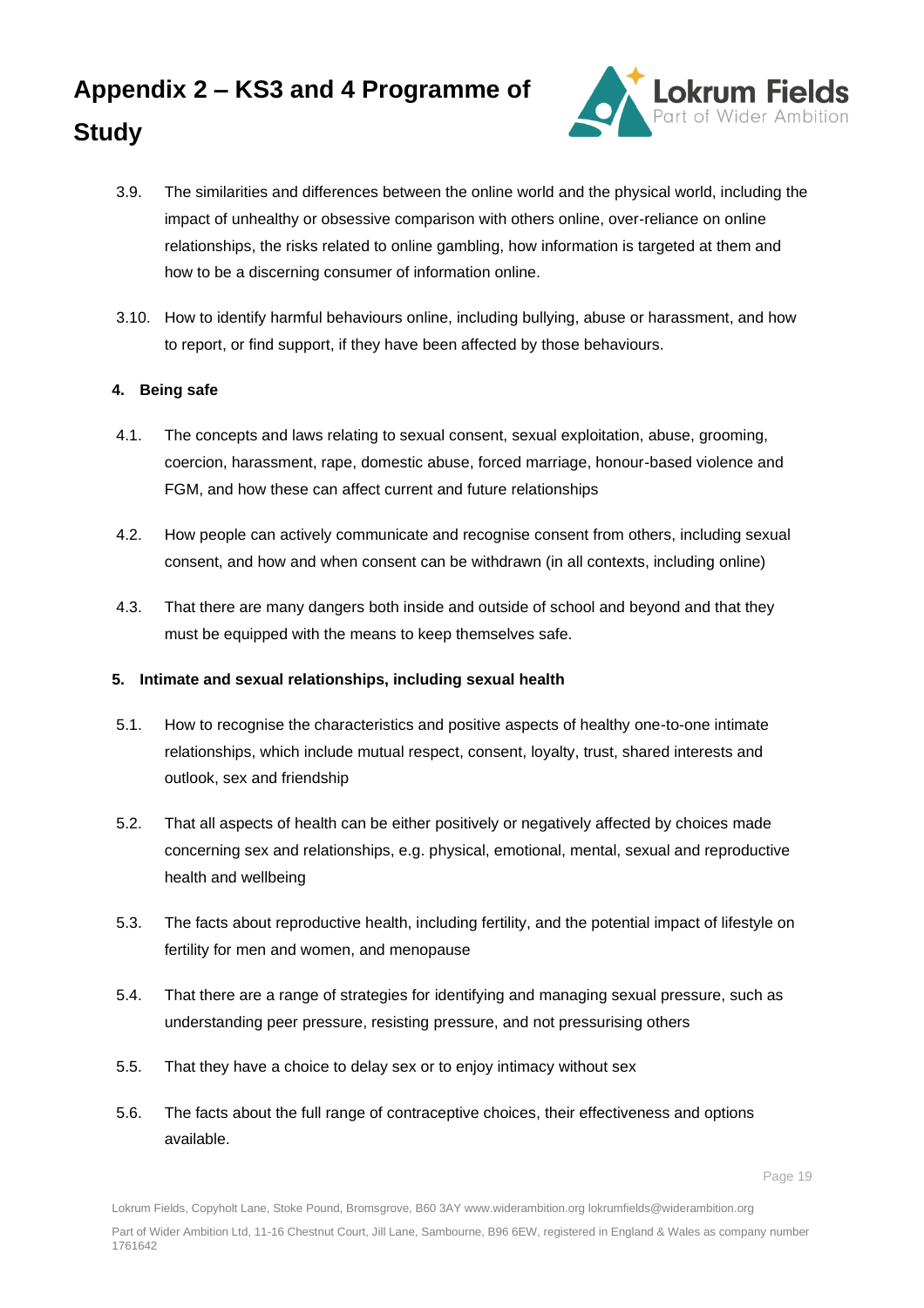# Appendix 2 – KS3 and 4 Programme of Study

3.9. The similarities and differences between the online world and the physical world, including the impact of unhealthy or obsessive comparison with others online, over-reliance on online relationships, the risks related to online gambling, how information is targeted at them and how to be a discerning consumer of information online.

3.10. How to identify harmful behaviours online, including bullying, abuse or harassment, and how to report, or find support, if they have been affected by those behaviours.

**4. Being safe**

4.1. The concepts and laws relating to sexual consent, sexual exploitation, abuse, grooming, coercion, harassment, rape, domestic abuse, forced marriage, honour-based violence and FGM, and how these can affect current and future relationships

4.2. How people can actively communicate and recognise consent from others, including sexual consent, and how and when consent can be withdrawn (in all contexts, including online)

4.3. That there are many dangers both inside and outside of school and beyond and that they must be equipped with the means to keep themselves safe.

**5. Intimate and sexual relationships, including sexual health**

5.1. How to recognise the characteristics and positive aspects of healthy one-to-one intimate relationships, which include mutual respect, consent, loyalty, trust, shared interests and outlook, sex and friendship

5.2. That all aspects of health can be either positively or negatively affected by choices made concerning sex and relationships, e.g. physical, emotional, mental, sexual and reproductive health and wellbeing

5.3. The facts about reproductive health, including fertility, and the potential impact of lifestyle on fertility for men and women, and menopause

5.4. That there are a range of strategies for identifying and managing sexual pressure, such as understanding peer pressure, resisting pressure, and not pressurising others

5.5. That they have a choice to delay sex or to enjoy intimacy without sex

5.6. The facts about the full range of contraceptive choices, their effectiveness and options available.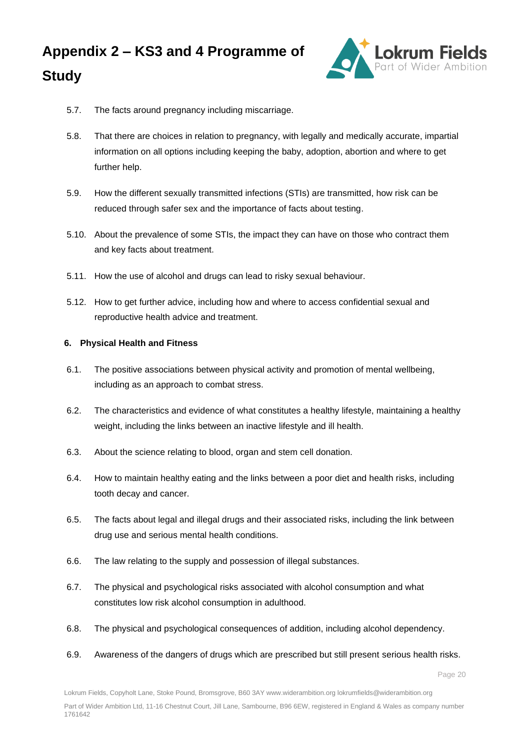# Appendix 2 – KS3 and 4 Programme of Study

5.7. The facts around pregnancy including miscarriage.

5.8. That there are choices in relation to pregnancy, with legally and medically accurate, impartial information on all options including keeping the baby, adoption, abortion and where to get further help.

5.9. How the different sexually transmitted infections (STIs) are transmitted, how risk can be reduced through safer sex and the importance of facts about testing.

5.10. About the prevalence of some STIs, the impact they can have on those who contract them and key facts about treatment.

5.11. How the use of alcohol and drugs can lead to risky sexual behaviour.

5.12. How to get further advice, including how and where to access confidential sexual and reproductive health advice and treatment.

**6. Physical Health and Fitness**

6.1. The positive associations between physical activity and promotion of mental wellbeing, including as an approach to combat stress.

6.2. The characteristics and evidence of what constitutes a healthy lifestyle, maintaining a healthy weight, including the links between an inactive lifestyle and ill health.

6.3. About the science relating to blood, organ and stem cell donation.

6.4. How to maintain healthy eating and the links between a poor diet and health risks, including tooth decay and cancer.

6.5. The facts about legal and illegal drugs and their associated risks, including the link between drug use and serious mental health conditions.

6.6. The law relating to the supply and possession of illegal substances.

6.7. The physical and psychological risks associated with alcohol consumption and what constitutes low risk alcohol consumption in adulthood.

6.8. The physical and psychological consequences of addition, including alcohol dependency.

6.9. Awareness of the dangers of drugs which are prescribed but still present serious health risks.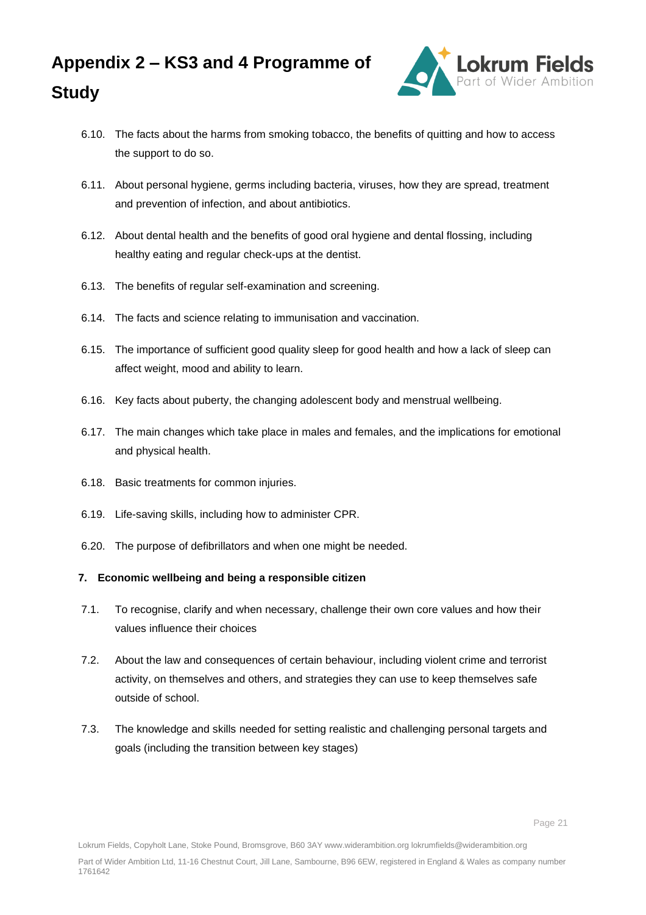# Appendix 2 – KS3 and 4 Programme of Study

6.10. The facts about the harms from smoking tobacco, the benefits of quitting and how to access the support to do so.

6.11. About personal hygiene, germs including bacteria, viruses, how they are spread, treatment and prevention of infection, and about antibiotics.

6.12. About dental health and the benefits of good oral hygiene and dental flossing, including healthy eating and regular check-ups at the dentist.

6.13. The benefits of regular self-examination and screening.

6.14. The facts and science relating to immunisation and vaccination.

6.15. The importance of sufficient good quality sleep for good health and how a lack of sleep can affect weight, mood and ability to learn.

6.16. Key facts about puberty, the changing adolescent body and menstrual wellbeing.

6.17. The main changes which take place in males and females, and the implications for emotional and physical health.

6.18. Basic treatments for common injuries.

6.19. Life-saving skills, including how to administer CPR.

6.20. The purpose of defibrillators and when one might be needed.

**7. Economic wellbeing and being a responsible citizen**

7.1. To recognise, clarify and when necessary, challenge their own core values and how their values influence their choices

7.2. About the law and consequences of certain behaviour, including violent crime and terrorist activity, on themselves and others, and strategies they can use to keep themselves safe outside of school.

7.3. The knowledge and skills needed for setting realistic and challenging personal targets and goals (including the transition between key stages)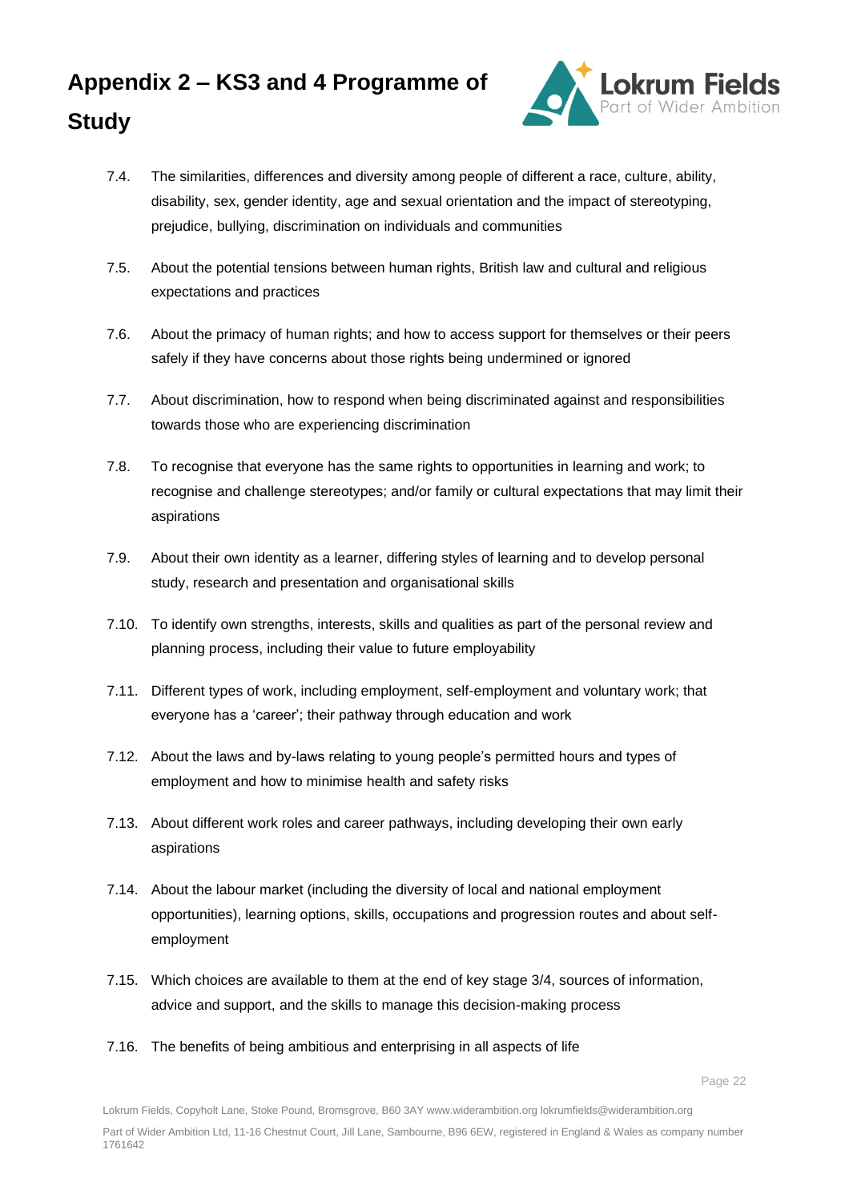# Appendix 2 – KS3 and 4 Programme of Study

7.4. The similarities, differences and diversity among people of different a race, culture, ability, disability, sex, gender identity, age and sexual orientation and the impact of stereotyping, prejudice, bullying, discrimination on individuals and communities

7.5. About the potential tensions between human rights, British law and cultural and religious expectations and practices

7.6. About the primacy of human rights; and how to access support for themselves or their peers safely if they have concerns about those rights being undermined or ignored

7.7. About discrimination, how to respond when being discriminated against and responsibilities towards those who are experiencing discrimination

7.8. To recognise that everyone has the same rights to opportunities in learning and work; to recognise and challenge stereotypes; and/or family or cultural expectations that may limit their aspirations

7.9. About their own identity as a learner, differing styles of learning and to develop personal study, research and presentation and organisational skills

7.10. To identify own strengths, interests, skills and qualities as part of the personal review and planning process, including their value to future employability

7.11. Different types of work, including employment, self-employment and voluntary work; that everyone has a 'career'; their pathway through education and work

7.12. About the laws and by-laws relating to young people's permitted hours and types of employment and how to minimise health and safety risks

7.13. About different work roles and career pathways, including developing their own early aspirations

7.14. About the labour market (including the diversity of local and national employment opportunities), learning options, skills, occupations and progression routes and about self-employment

7.15. Which choices are available to them at the end of key stage 3/4, sources of information, advice and support, and the skills to manage this decision-making process

7.16. The benefits of being ambitious and enterprising in all aspects of life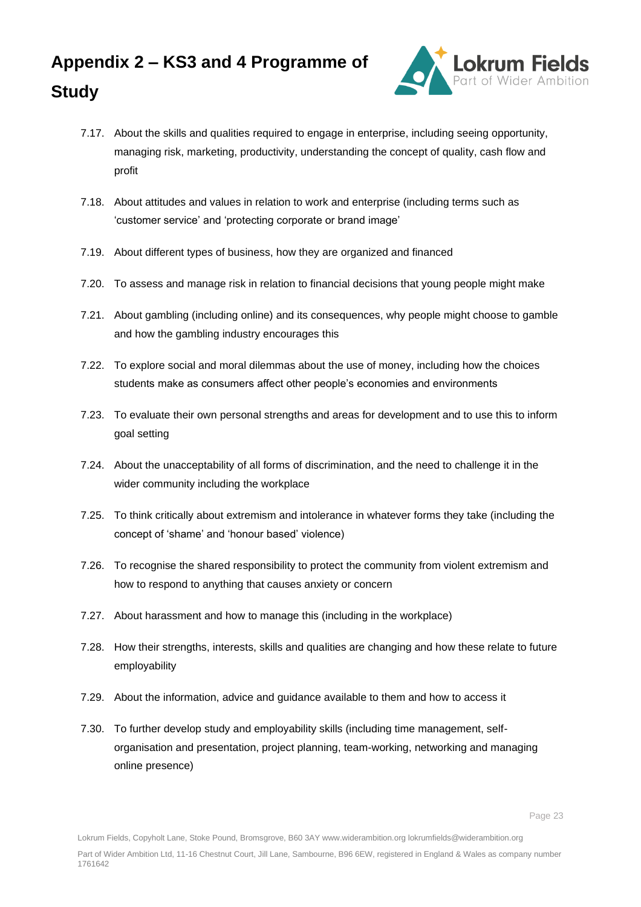# Appendix 2 – KS3 and 4 Programme of Study

7.17. About the skills and qualities required to engage in enterprise, including seeing opportunity, managing risk, marketing, productivity, understanding the concept of quality, cash flow and profit

7.18. About attitudes and values in relation to work and enterprise (including terms such as 'customer service' and 'protecting corporate or brand image'

7.19. About different types of business, how they are organized and financed

7.20. To assess and manage risk in relation to financial decisions that young people might make

7.21. About gambling (including online) and its consequences, why people might choose to gamble and how the gambling industry encourages this

7.22. To explore social and moral dilemmas about the use of money, including how the choices students make as consumers affect other people's economies and environments

7.23. To evaluate their own personal strengths and areas for development and to use this to inform goal setting

7.24. About the unacceptability of all forms of discrimination, and the need to challenge it in the wider community including the workplace

7.25. To think critically about extremism and intolerance in whatever forms they take (including the concept of 'shame' and 'honour based' violence)

7.26. To recognise the shared responsibility to protect the community from violent extremism and how to respond to anything that causes anxiety or concern

7.27. About harassment and how to manage this (including in the workplace)

7.28. How their strengths, interests, skills and qualities are changing and how these relate to future employability

7.29. About the information, advice and guidance available to them and how to access it

7.30. To further develop study and employability skills (including time management, self-organisation and presentation, project planning, team-working, networking and managing online presence)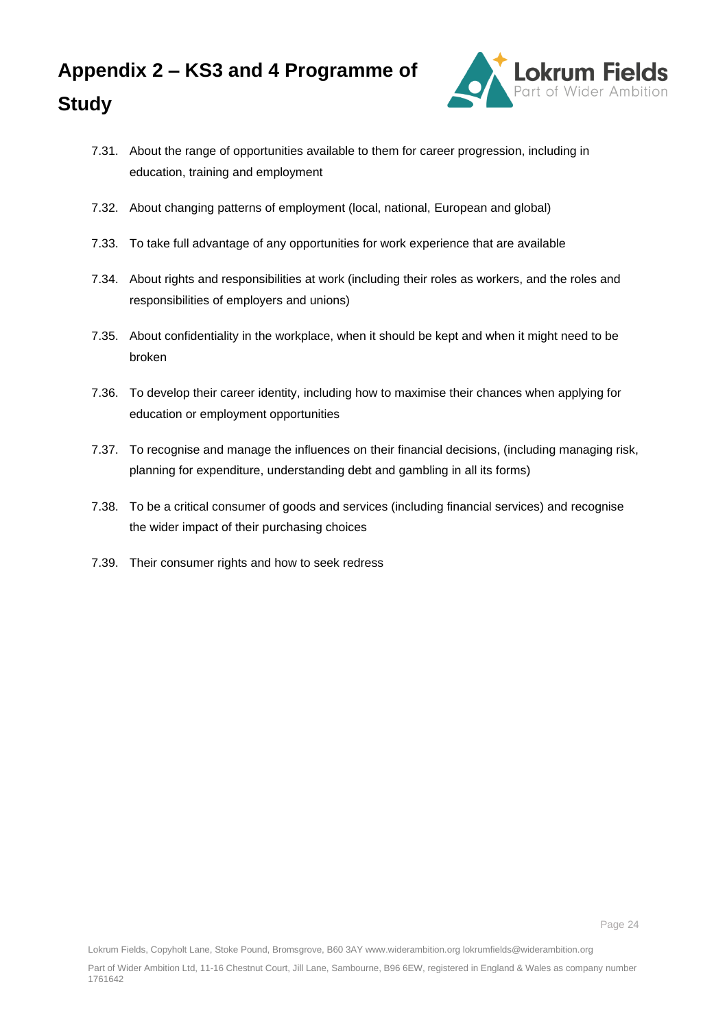# Appendix 2 – KS3 and 4 Programme of Study

7.31. About the range of opportunities available to them for career progression, including in education, training and employment

7.32. About changing patterns of employment (local, national, European and global)

7.33. To take full advantage of any opportunities for work experience that are available

7.34. About rights and responsibilities at work (including their roles as workers, and the roles and responsibilities of employers and unions)

7.35. About confidentiality in the workplace, when it should be kept and when it might need to be broken

7.36. To develop their career identity, including how to maximise their chances when applying for education or employment opportunities

7.37. To recognise and manage the influences on their financial decisions, (including managing risk, planning for expenditure, understanding debt and gambling in all its forms)

7.38. To be a critical consumer of goods and services (including financial services) and recognise the wider impact of their purchasing choices

7.39. Their consumer rights and how to seek redress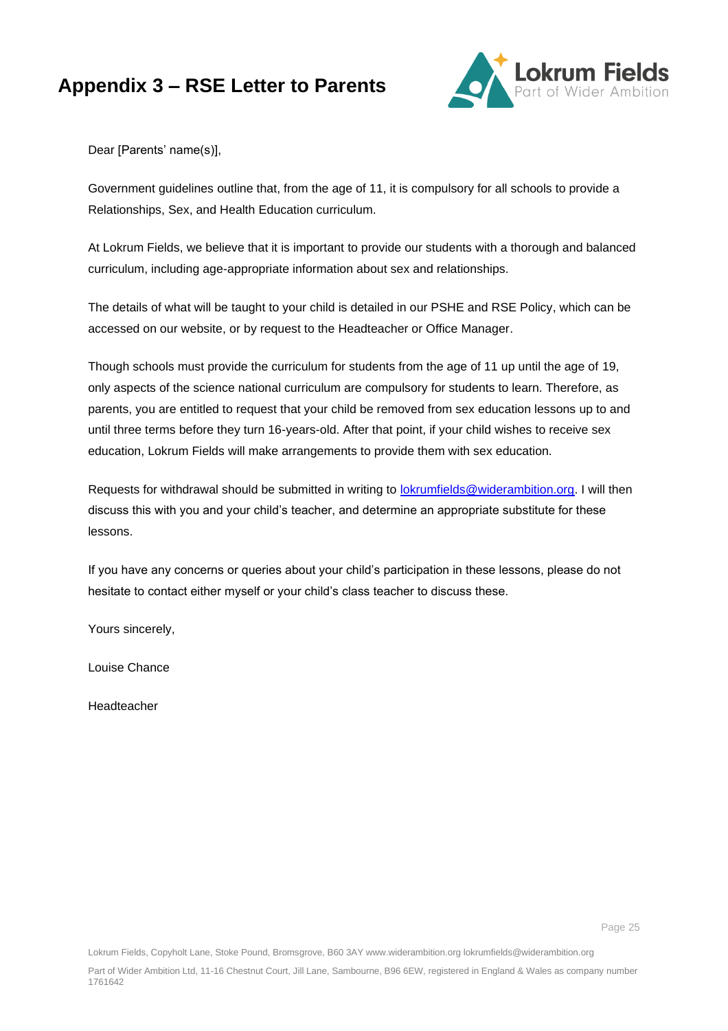# Appendix 3 – RSE Letter to Parents

Dear [Parents' name(s)],

Government guidelines outline that, from the age of 11, it is compulsory for all schools to provide a Relationships, Sex, and Health Education curriculum.

At Lokrum Fields, we believe that it is important to provide our students with a thorough and balanced curriculum, including age-appropriate information about sex and relationships.

The details of what will be taught to your child is detailed in our PSHE and RSE Policy, which can be accessed on our website, or by request to the Headteacher or Office Manager.

Though schools must provide the curriculum for students from the age of 11 up until the age of 19, only aspects of the science national curriculum are compulsory for students to learn. Therefore, as parents, you are entitled to request that your child be removed from sex education lessons up to and until three terms before they turn 16-years-old. After that point, if your child wishes to receive sex education, Lokrum Fields will make arrangements to provide them with sex education.

Requests for withdrawal should be submitted in writing to lokrumfields@widerambition.org. I will then discuss this with you and your child's teacher, and determine an appropriate substitute for these lessons.

If you have any concerns or queries about your child's participation in these lessons, please do not hesitate to contact either myself or your child's class teacher to discuss these.

Yours sincerely,

Louise Chance

Headteacher